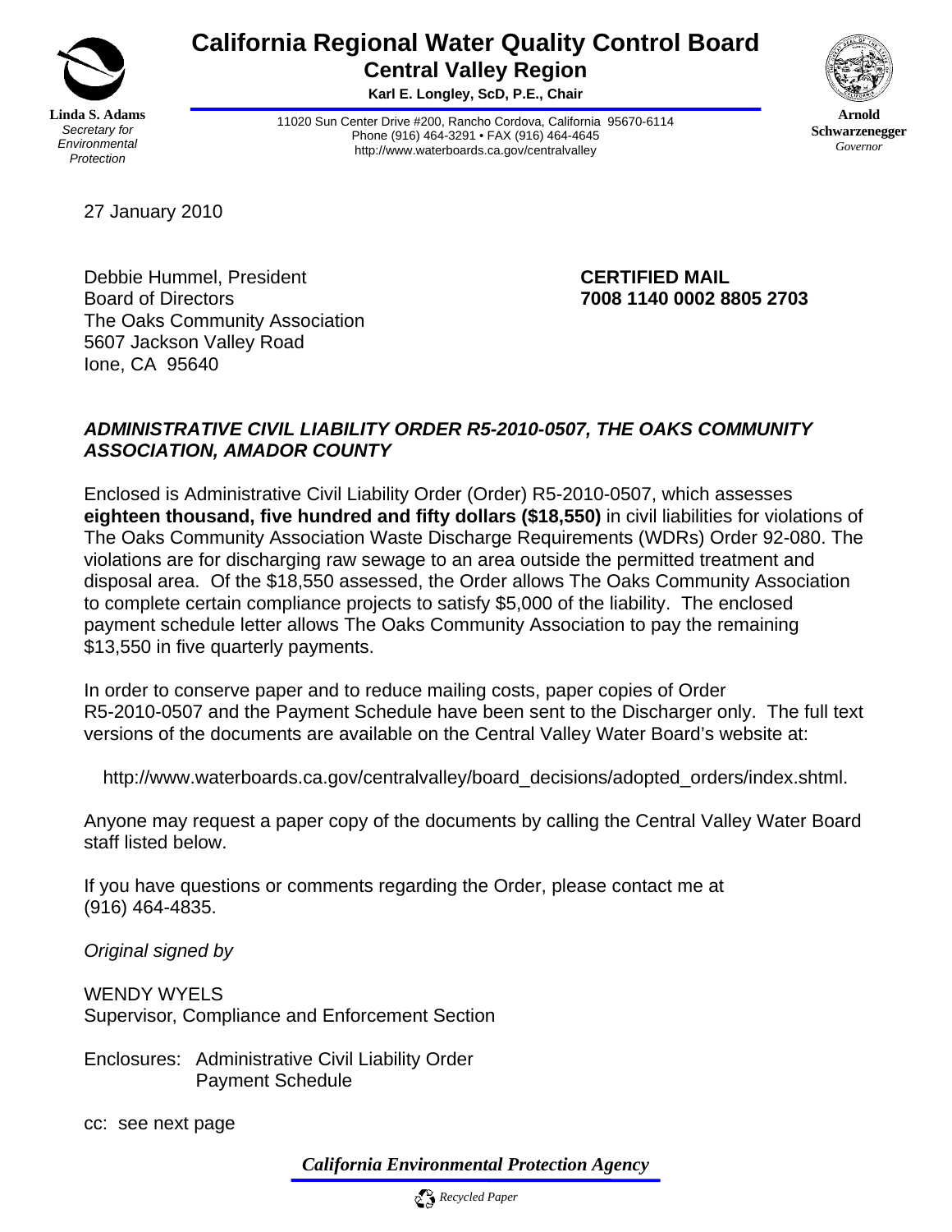# California Regional Water Quality Control Board
## Central Valley Region

**Karl E. Longley, ScD, P.E., Chair**

11020 Sun Center Drive #200, Rancho Cordova, California 95670-6114
Phone (916) 464-3291 • FAX (916) 464-4645
http://www.waterboards.ca.gov/centralvalley

**Linda S. Adams**
*Secretary for Environmental Protection*

**Arnold Schwarzenegger**
*Governor*

27 January 2010

Debbie Hummel, President
Board of Directors
The Oaks Community Association
5607 Jackson Valley Road
Ione, CA 95640

**CERTIFIED MAIL**
**7008 1140 0002 8805 2703**

***ADMINISTRATIVE CIVIL LIABILITY ORDER R5-2010-0507, THE OAKS COMMUNITY ASSOCIATION, AMADOR COUNTY***

Enclosed is Administrative Civil Liability Order (Order) R5-2010-0507, which assesses **eighteen thousand, five hundred and fifty dollars ($18,550)** in civil liabilities for violations of The Oaks Community Association Waste Discharge Requirements (WDRs) Order 92-080. The violations are for discharging raw sewage to an area outside the permitted treatment and disposal area. Of the $18,550 assessed, the Order allows The Oaks Community Association to complete certain compliance projects to satisfy $5,000 of the liability. The enclosed payment schedule letter allows The Oaks Community Association to pay the remaining $13,550 in five quarterly payments.

In order to conserve paper and to reduce mailing costs, paper copies of Order R5-2010-0507 and the Payment Schedule have been sent to the Discharger only. The full text versions of the documents are available on the Central Valley Water Board's website at:

http://www.waterboards.ca.gov/centralvalley/board_decisions/adopted_orders/index.shtml.

Anyone may request a paper copy of the documents by calling the Central Valley Water Board staff listed below.

If you have questions or comments regarding the Order, please contact me at (916) 464-4835.

*Original signed by*

WENDY WYELS
Supervisor, Compliance and Enforcement Section

Enclosures: Administrative Civil Liability Order
Payment Schedule

cc: see next page

*California Environmental Protection Agency*

*Recycled Paper*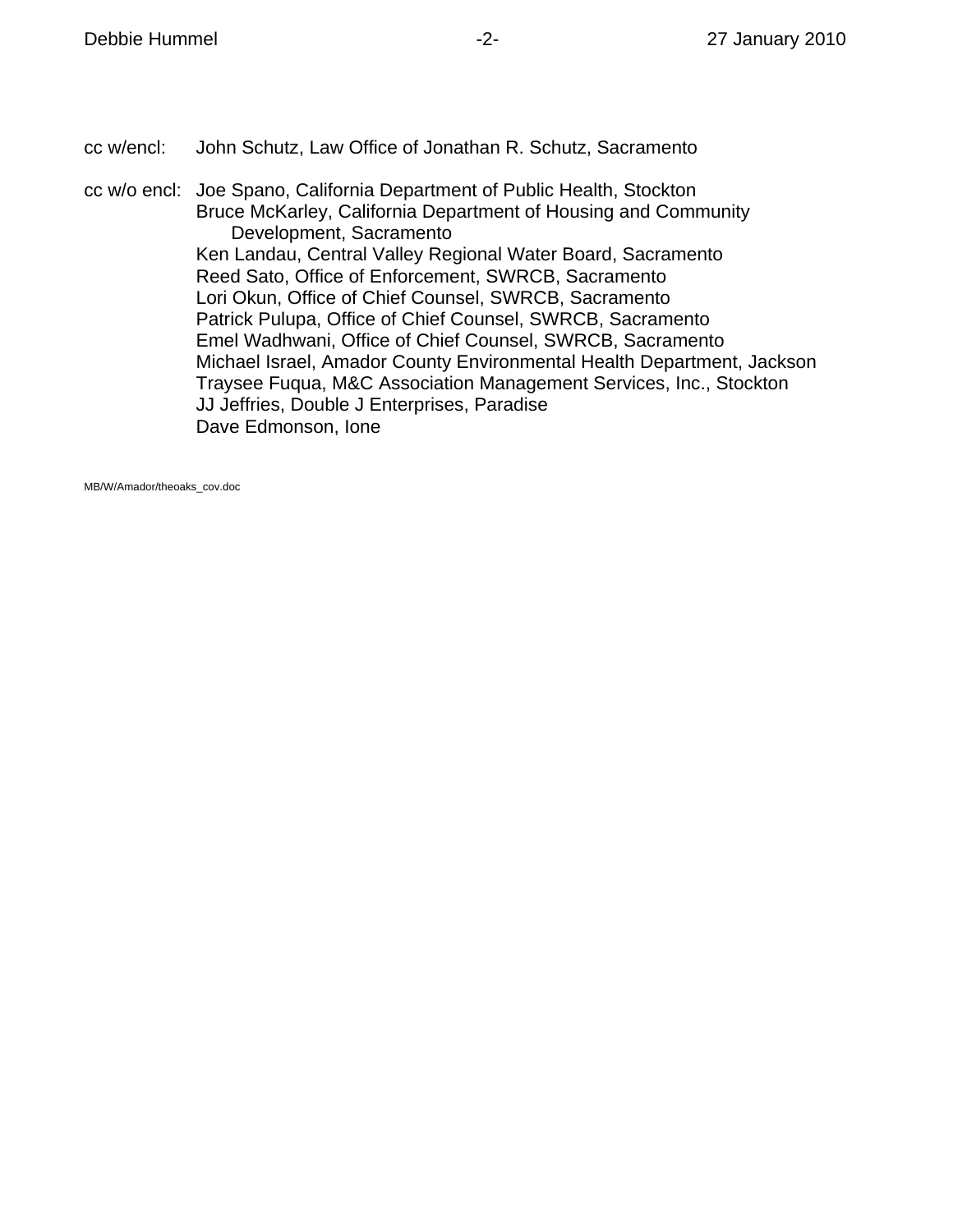cc w/encl: John Schutz, Law Office of Jonathan R. Schutz, Sacramento

cc w/o encl: Joe Spano, California Department of Public Health, Stockton
Bruce McKarley, California Department of Housing and Community Development, Sacramento
Ken Landau, Central Valley Regional Water Board, Sacramento
Reed Sato, Office of Enforcement, SWRCB, Sacramento
Lori Okun, Office of Chief Counsel, SWRCB, Sacramento
Patrick Pulupa, Office of Chief Counsel, SWRCB, Sacramento
Emel Wadhwani, Office of Chief Counsel, SWRCB, Sacramento
Michael Israel, Amador County Environmental Health Department, Jackson
Traysee Fuqua, M&C Association Management Services, Inc., Stockton
JJ Jeffries, Double J Enterprises, Paradise
Dave Edmonson, Ione

MB/W/Amador/theoaks_cov.doc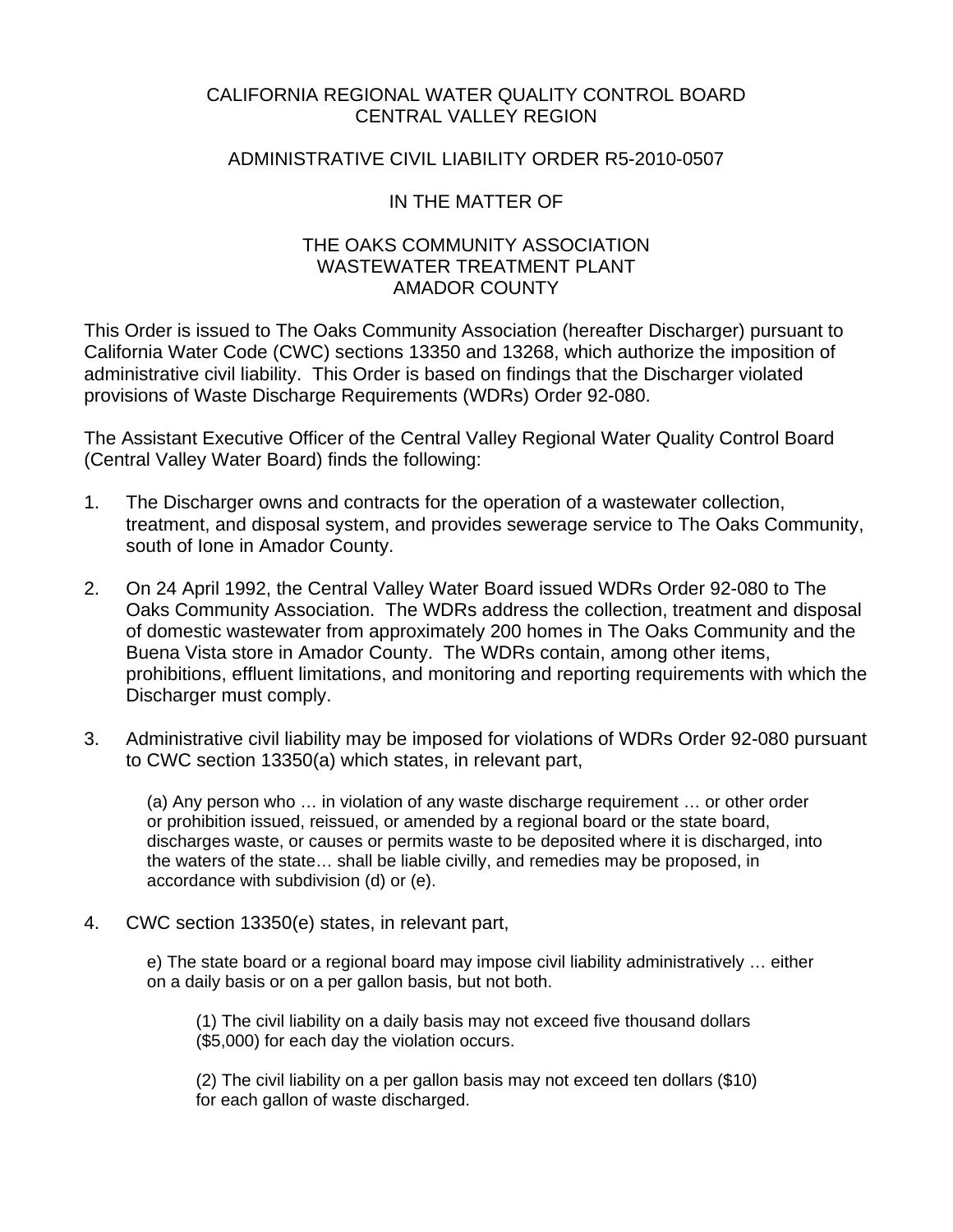CALIFORNIA REGIONAL WATER QUALITY CONTROL BOARD
CENTRAL VALLEY REGION

ADMINISTRATIVE CIVIL LIABILITY ORDER R5-2010-0507

IN THE MATTER OF

THE OAKS COMMUNITY ASSOCIATION
WASTEWATER TREATMENT PLANT
AMADOR COUNTY

This Order is issued to The Oaks Community Association (hereafter Discharger) pursuant to California Water Code (CWC) sections 13350 and 13268, which authorize the imposition of administrative civil liability. This Order is based on findings that the Discharger violated provisions of Waste Discharge Requirements (WDRs) Order 92-080.

The Assistant Executive Officer of the Central Valley Regional Water Quality Control Board (Central Valley Water Board) finds the following:

1. The Discharger owns and contracts for the operation of a wastewater collection, treatment, and disposal system, and provides sewerage service to The Oaks Community, south of Ione in Amador County.

2. On 24 April 1992, the Central Valley Water Board issued WDRs Order 92-080 to The Oaks Community Association. The WDRs address the collection, treatment and disposal of domestic wastewater from approximately 200 homes in The Oaks Community and the Buena Vista store in Amador County. The WDRs contain, among other items, prohibitions, effluent limitations, and monitoring and reporting requirements with which the Discharger must comply.

3. Administrative civil liability may be imposed for violations of WDRs Order 92-080 pursuant to CWC section 13350(a) which states, in relevant part,

   > (a) Any person who … in violation of any waste discharge requirement … or other order or prohibition issued, reissued, or amended by a regional board or the state board, discharges waste, or causes or permits waste to be deposited where it is discharged, into the waters of the state… shall be liable civilly, and remedies may be proposed, in accordance with subdivision (d) or (e).

4. CWC section 13350(e) states, in relevant part,

   > e) The state board or a regional board may impose civil liability administratively … either on a daily basis or on a per gallon basis, but not both.
   >
   > (1) The civil liability on a daily basis may not exceed five thousand dollars ($5,000) for each day the violation occurs.
   >
   > (2) The civil liability on a per gallon basis may not exceed ten dollars ($10) for each gallon of waste discharged.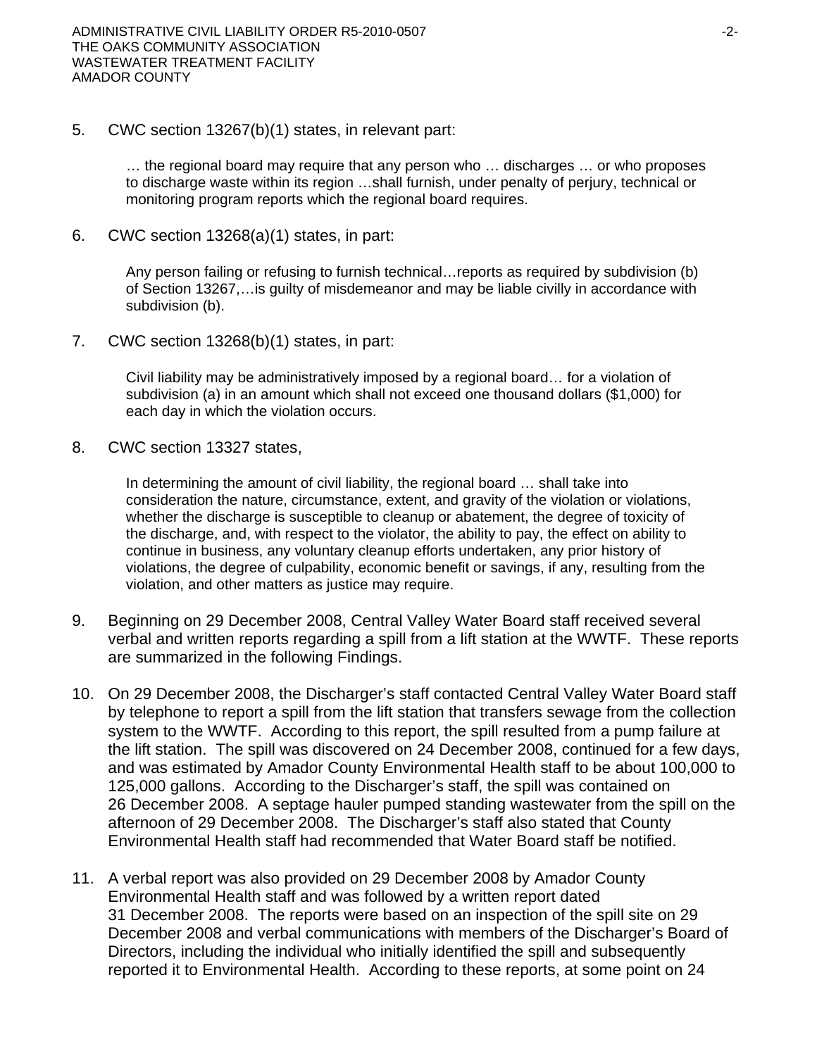5. CWC section 13267(b)(1) states, in relevant part:

   > … the regional board may require that any person who … discharges … or who proposes to discharge waste within its region …shall furnish, under penalty of perjury, technical or monitoring program reports which the regional board requires.

6. CWC section 13268(a)(1) states, in part:

   > Any person failing or refusing to furnish technical…reports as required by subdivision (b) of Section 13267,…is guilty of misdemeanor and may be liable civilly in accordance with subdivision (b).

7. CWC section 13268(b)(1) states, in part:

   > Civil liability may be administratively imposed by a regional board… for a violation of subdivision (a) in an amount which shall not exceed one thousand dollars ($1,000) for each day in which the violation occurs.

8. CWC section 13327 states,

   > In determining the amount of civil liability, the regional board … shall take into consideration the nature, circumstance, extent, and gravity of the violation or violations, whether the discharge is susceptible to cleanup or abatement, the degree of toxicity of the discharge, and, with respect to the violator, the ability to pay, the effect on ability to continue in business, any voluntary cleanup efforts undertaken, any prior history of violations, the degree of culpability, economic benefit or savings, if any, resulting from the violation, and other matters as justice may require.

9. Beginning on 29 December 2008, Central Valley Water Board staff received several verbal and written reports regarding a spill from a lift station at the WWTF. These reports are summarized in the following Findings.

10. On 29 December 2008, the Discharger's staff contacted Central Valley Water Board staff by telephone to report a spill from the lift station that transfers sewage from the collection system to the WWTF. According to this report, the spill resulted from a pump failure at the lift station. The spill was discovered on 24 December 2008, continued for a few days, and was estimated by Amador County Environmental Health staff to be about 100,000 to 125,000 gallons. According to the Discharger's staff, the spill was contained on 26 December 2008. A septage hauler pumped standing wastewater from the spill on the afternoon of 29 December 2008. The Discharger's staff also stated that County Environmental Health staff had recommended that Water Board staff be notified.

11. A verbal report was also provided on 29 December 2008 by Amador County Environmental Health staff and was followed by a written report dated 31 December 2008. The reports were based on an inspection of the spill site on 29 December 2008 and verbal communications with members of the Discharger's Board of Directors, including the individual who initially identified the spill and subsequently reported it to Environmental Health. According to these reports, at some point on 24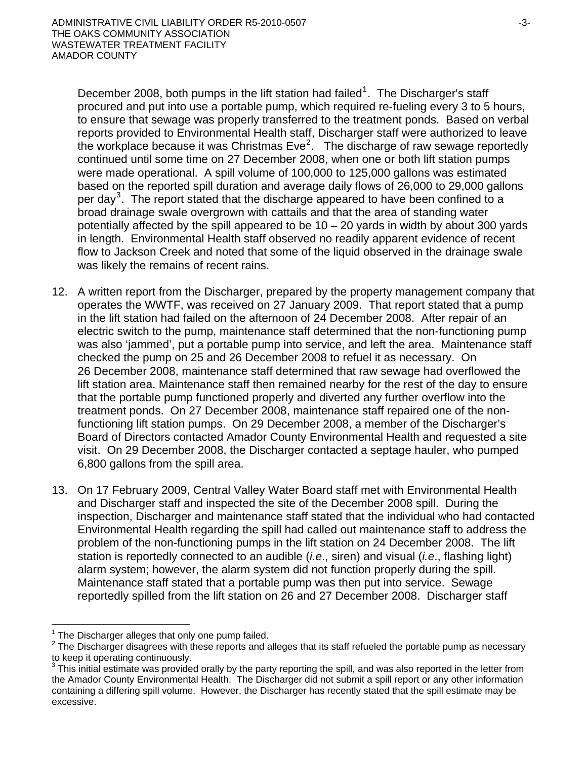December 2008, both pumps in the lift station had failed[1]. The Discharger's staff procured and put into use a portable pump, which required re-fueling every 3 to 5 hours, to ensure that sewage was properly transferred to the treatment ponds. Based on verbal reports provided to Environmental Health staff, Discharger staff were authorized to leave the workplace because it was Christmas Eve[2]. The discharge of raw sewage reportedly continued until some time on 27 December 2008, when one or both lift station pumps were made operational. A spill volume of 100,000 to 125,000 gallons was estimated based on the reported spill duration and average daily flows of 26,000 to 29,000 gallons per day[3]. The report stated that the discharge appeared to have been confined to a broad drainage swale overgrown with cattails and that the area of standing water potentially affected by the spill appeared to be 10 – 20 yards in width by about 300 yards in length. Environmental Health staff observed no readily apparent evidence of recent flow to Jackson Creek and noted that some of the liquid observed in the drainage swale was likely the remains of recent rains.

12. A written report from the Discharger, prepared by the property management company that operates the WWTF, was received on 27 January 2009. That report stated that a pump in the lift station had failed on the afternoon of 24 December 2008. After repair of an electric switch to the pump, maintenance staff determined that the non-functioning pump was also 'jammed', put a portable pump into service, and left the area. Maintenance staff checked the pump on 25 and 26 December 2008 to refuel it as necessary. On 26 December 2008, maintenance staff determined that raw sewage had overflowed the lift station area. Maintenance staff then remained nearby for the rest of the day to ensure that the portable pump functioned properly and diverted any further overflow into the treatment ponds. On 27 December 2008, maintenance staff repaired one of the non-functioning lift station pumps. On 29 December 2008, a member of the Discharger's Board of Directors contacted Amador County Environmental Health and requested a site visit. On 29 December 2008, the Discharger contacted a septage hauler, who pumped 6,800 gallons from the spill area.

13. On 17 February 2009, Central Valley Water Board staff met with Environmental Health and Discharger staff and inspected the site of the December 2008 spill. During the inspection, Discharger and maintenance staff stated that the individual who had contacted Environmental Health regarding the spill had called out maintenance staff to address the problem of the non-functioning pumps in the lift station on 24 December 2008. The lift station is reportedly connected to an audible (*i.e*., siren) and visual (*i.e*., flashing light) alarm system; however, the alarm system did not function properly during the spill. Maintenance staff stated that a portable pump was then put into service. Sewage reportedly spilled from the lift station on 26 and 27 December 2008. Discharger staff

---

[1] The Discharger alleges that only one pump failed.

[2] The Discharger disagrees with these reports and alleges that its staff refueled the portable pump as necessary to keep it operating continuously.

[3] This initial estimate was provided orally by the party reporting the spill, and was also reported in the letter from the Amador County Environmental Health. The Discharger did not submit a spill report or any other information containing a differing spill volume. However, the Discharger has recently stated that the spill estimate may be excessive.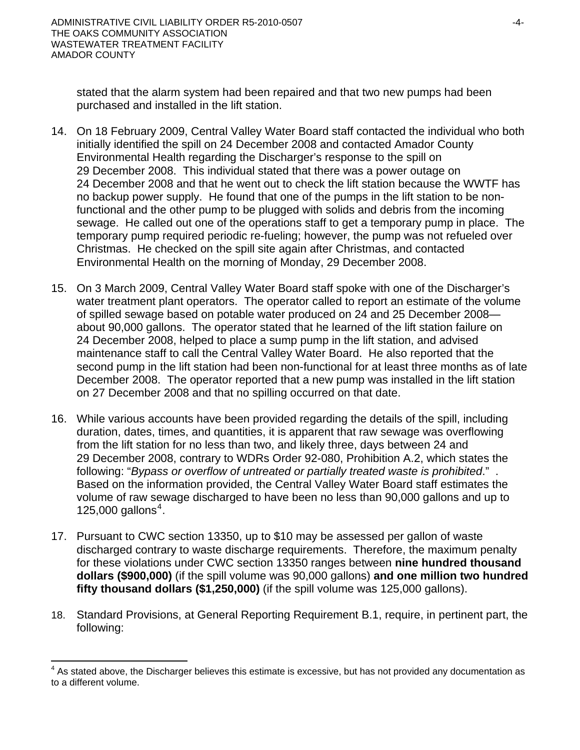stated that the alarm system had been repaired and that two new pumps had been purchased and installed in the lift station.

14. On 18 February 2009, Central Valley Water Board staff contacted the individual who both initially identified the spill on 24 December 2008 and contacted Amador County Environmental Health regarding the Discharger's response to the spill on 29 December 2008. This individual stated that there was a power outage on 24 December 2008 and that he went out to check the lift station because the WWTF has no backup power supply. He found that one of the pumps in the lift station to be non-functional and the other pump to be plugged with solids and debris from the incoming sewage. He called out one of the operations staff to get a temporary pump in place. The temporary pump required periodic re-fueling; however, the pump was not refueled over Christmas. He checked on the spill site again after Christmas, and contacted Environmental Health on the morning of Monday, 29 December 2008.

15. On 3 March 2009, Central Valley Water Board staff spoke with one of the Discharger's water treatment plant operators. The operator called to report an estimate of the volume of spilled sewage based on potable water produced on 24 and 25 December 2008—about 90,000 gallons. The operator stated that he learned of the lift station failure on 24 December 2008, helped to place a sump pump in the lift station, and advised maintenance staff to call the Central Valley Water Board. He also reported that the second pump in the lift station had been non-functional for at least three months as of late December 2008. The operator reported that a new pump was installed in the lift station on 27 December 2008 and that no spilling occurred on that date.

16. While various accounts have been provided regarding the details of the spill, including duration, dates, times, and quantities, it is apparent that raw sewage was overflowing from the lift station for no less than two, and likely three, days between 24 and 29 December 2008, contrary to WDRs Order 92-080, Prohibition A.2, which states the following: "*Bypass or overflow of untreated or partially treated waste is prohibited*." . Based on the information provided, the Central Valley Water Board staff estimates the volume of raw sewage discharged to have been no less than 90,000 gallons and up to 125,000 gallons[4].

17. Pursuant to CWC section 13350, up to $10 may be assessed per gallon of waste discharged contrary to waste discharge requirements. Therefore, the maximum penalty for these violations under CWC section 13350 ranges between **nine hundred thousand dollars ($900,000)** (if the spill volume was 90,000 gallons) **and one million two hundred fifty thousand dollars ($1,250,000)** (if the spill volume was 125,000 gallons).

18. Standard Provisions, at General Reporting Requirement B.1, require, in pertinent part, the following:

---

[4] As stated above, the Discharger believes this estimate is excessive, but has not provided any documentation as to a different volume.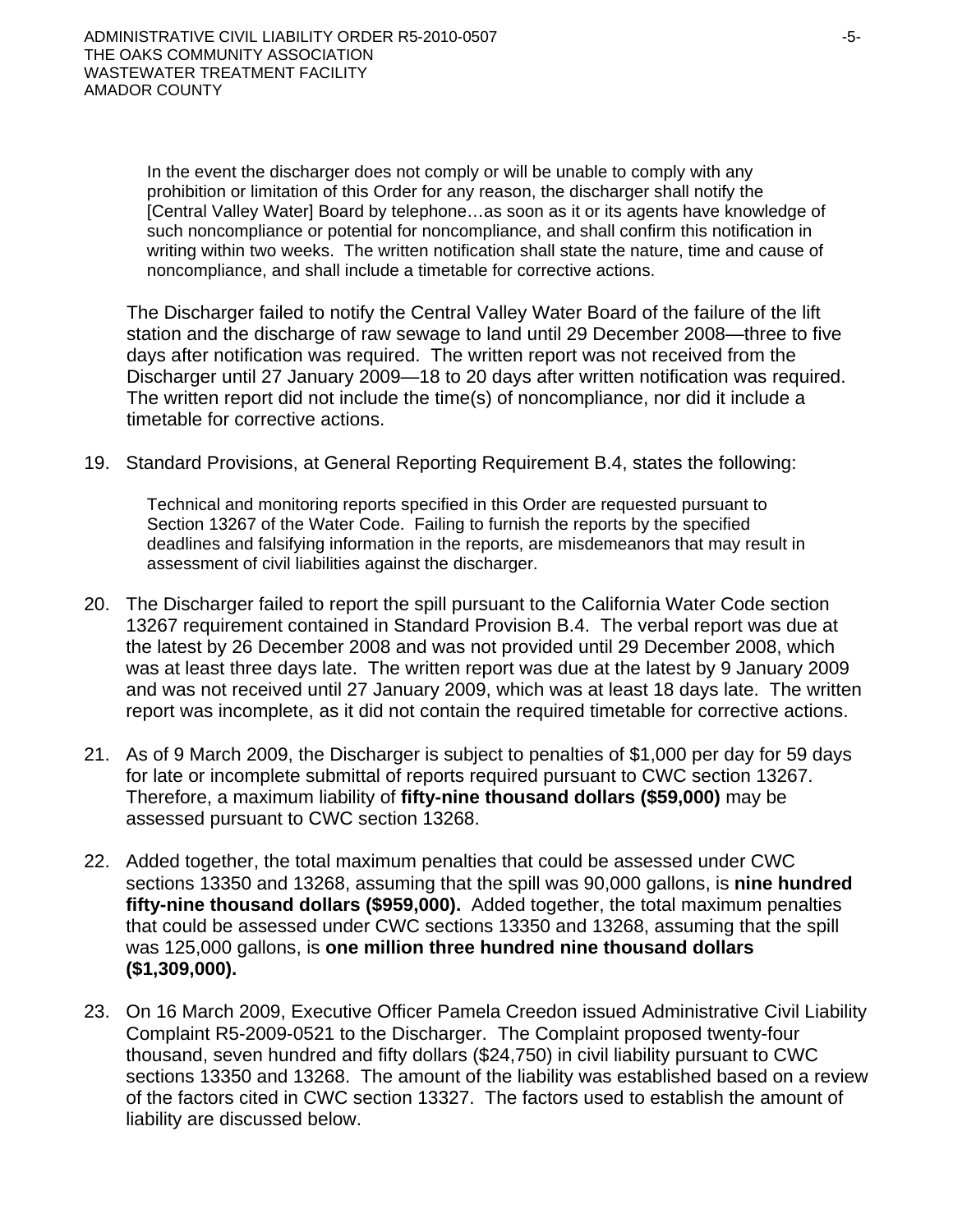> In the event the discharger does not comply or will be unable to comply with any prohibition or limitation of this Order for any reason, the discharger shall notify the [Central Valley Water] Board by telephone…as soon as it or its agents have knowledge of such noncompliance or potential for noncompliance, and shall confirm this notification in writing within two weeks. The written notification shall state the nature, time and cause of noncompliance, and shall include a timetable for corrective actions.

The Discharger failed to notify the Central Valley Water Board of the failure of the lift station and the discharge of raw sewage to land until 29 December 2008—three to five days after notification was required. The written report was not received from the Discharger until 27 January 2009—18 to 20 days after written notification was required. The written report did not include the time(s) of noncompliance, nor did it include a timetable for corrective actions.

19. Standard Provisions, at General Reporting Requirement B.4, states the following:

> Technical and monitoring reports specified in this Order are requested pursuant to Section 13267 of the Water Code. Failing to furnish the reports by the specified deadlines and falsifying information in the reports, are misdemeanors that may result in assessment of civil liabilities against the discharger.

20. The Discharger failed to report the spill pursuant to the California Water Code section 13267 requirement contained in Standard Provision B.4. The verbal report was due at the latest by 26 December 2008 and was not provided until 29 December 2008, which was at least three days late. The written report was due at the latest by 9 January 2009 and was not received until 27 January 2009, which was at least 18 days late. The written report was incomplete, as it did not contain the required timetable for corrective actions.

21. As of 9 March 2009, the Discharger is subject to penalties of $1,000 per day for 59 days for late or incomplete submittal of reports required pursuant to CWC section 13267. Therefore, a maximum liability of **fifty-nine thousand dollars ($59,000)** may be assessed pursuant to CWC section 13268.

22. Added together, the total maximum penalties that could be assessed under CWC sections 13350 and 13268, assuming that the spill was 90,000 gallons, is **nine hundred fifty-nine thousand dollars ($959,000).** Added together, the total maximum penalties that could be assessed under CWC sections 13350 and 13268, assuming that the spill was 125,000 gallons, is **one million three hundred nine thousand dollars ($1,309,000).**

23. On 16 March 2009, Executive Officer Pamela Creedon issued Administrative Civil Liability Complaint R5-2009-0521 to the Discharger. The Complaint proposed twenty-four thousand, seven hundred and fifty dollars ($24,750) in civil liability pursuant to CWC sections 13350 and 13268. The amount of the liability was established based on a review of the factors cited in CWC section 13327. The factors used to establish the amount of liability are discussed below.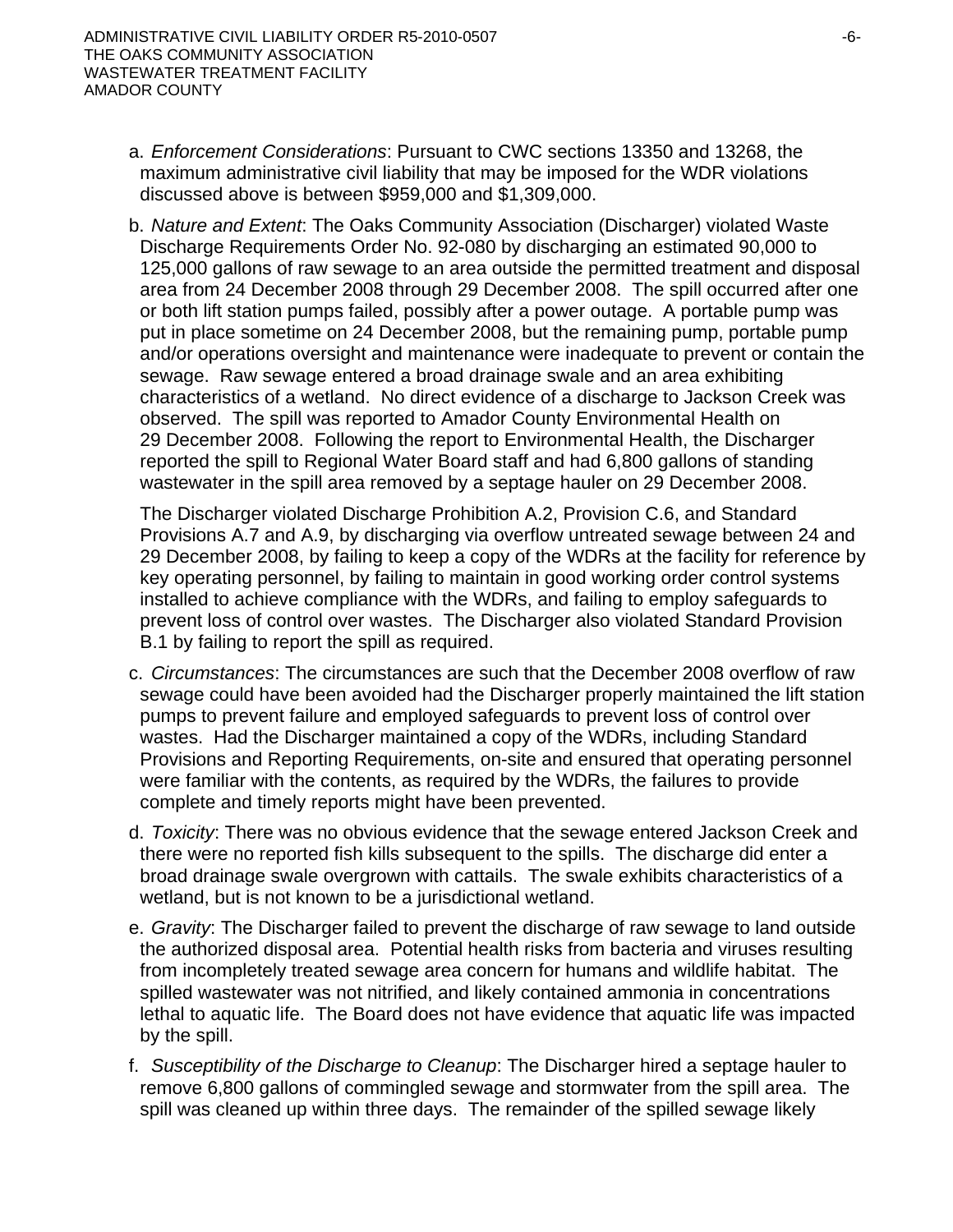a. *Enforcement Considerations*: Pursuant to CWC sections 13350 and 13268, the maximum administrative civil liability that may be imposed for the WDR violations discussed above is between $959,000 and $1,309,000.

b. *Nature and Extent*: The Oaks Community Association (Discharger) violated Waste Discharge Requirements Order No. 92-080 by discharging an estimated 90,000 to 125,000 gallons of raw sewage to an area outside the permitted treatment and disposal area from 24 December 2008 through 29 December 2008. The spill occurred after one or both lift station pumps failed, possibly after a power outage. A portable pump was put in place sometime on 24 December 2008, but the remaining pump, portable pump and/or operations oversight and maintenance were inadequate to prevent or contain the sewage. Raw sewage entered a broad drainage swale and an area exhibiting characteristics of a wetland. No direct evidence of a discharge to Jackson Creek was observed. The spill was reported to Amador County Environmental Health on 29 December 2008. Following the report to Environmental Health, the Discharger reported the spill to Regional Water Board staff and had 6,800 gallons of standing wastewater in the spill area removed by a septage hauler on 29 December 2008.

   The Discharger violated Discharge Prohibition A.2, Provision C.6, and Standard Provisions A.7 and A.9, by discharging via overflow untreated sewage between 24 and 29 December 2008, by failing to keep a copy of the WDRs at the facility for reference by key operating personnel, by failing to maintain in good working order control systems installed to achieve compliance with the WDRs, and failing to employ safeguards to prevent loss of control over wastes. The Discharger also violated Standard Provision B.1 by failing to report the spill as required.

c. *Circumstances*: The circumstances are such that the December 2008 overflow of raw sewage could have been avoided had the Discharger properly maintained the lift station pumps to prevent failure and employed safeguards to prevent loss of control over wastes. Had the Discharger maintained a copy of the WDRs, including Standard Provisions and Reporting Requirements, on-site and ensured that operating personnel were familiar with the contents, as required by the WDRs, the failures to provide complete and timely reports might have been prevented.

d. *Toxicity*: There was no obvious evidence that the sewage entered Jackson Creek and there were no reported fish kills subsequent to the spills. The discharge did enter a broad drainage swale overgrown with cattails. The swale exhibits characteristics of a wetland, but is not known to be a jurisdictional wetland.

e. *Gravity*: The Discharger failed to prevent the discharge of raw sewage to land outside the authorized disposal area. Potential health risks from bacteria and viruses resulting from incompletely treated sewage area concern for humans and wildlife habitat. The spilled wastewater was not nitrified, and likely contained ammonia in concentrations lethal to aquatic life. The Board does not have evidence that aquatic life was impacted by the spill.

f. *Susceptibility of the Discharge to Cleanup*: The Discharger hired a septage hauler to remove 6,800 gallons of commingled sewage and stormwater from the spill area. The spill was cleaned up within three days. The remainder of the spilled sewage likely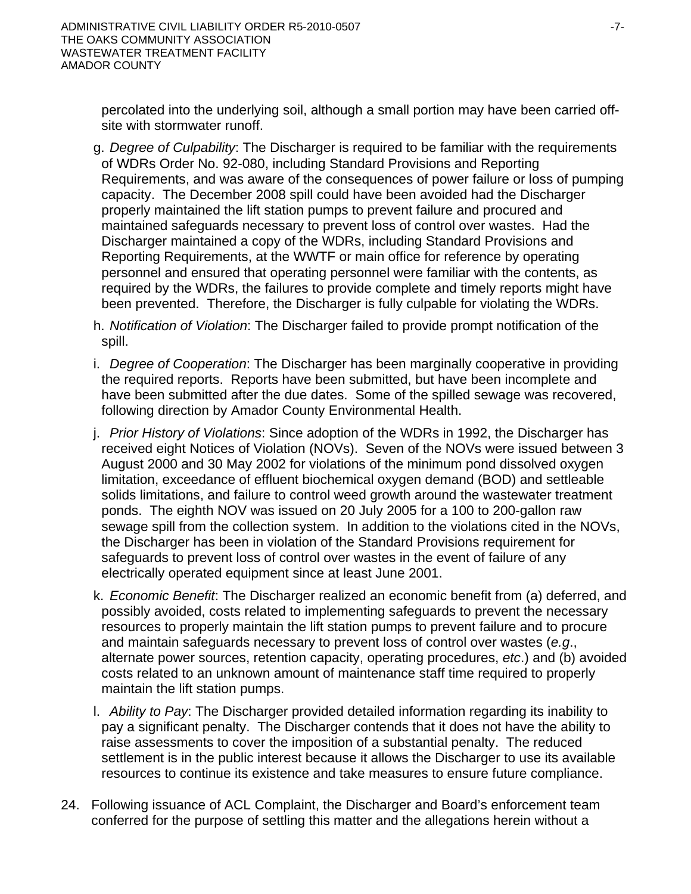percolated into the underlying soil, although a small portion may have been carried off-site with stormwater runoff.

g. *Degree of Culpability*: The Discharger is required to be familiar with the requirements of WDRs Order No. 92-080, including Standard Provisions and Reporting Requirements, and was aware of the consequences of power failure or loss of pumping capacity. The December 2008 spill could have been avoided had the Discharger properly maintained the lift station pumps to prevent failure and procured and maintained safeguards necessary to prevent loss of control over wastes. Had the Discharger maintained a copy of the WDRs, including Standard Provisions and Reporting Requirements, at the WWTF or main office for reference by operating personnel and ensured that operating personnel were familiar with the contents, as required by the WDRs, the failures to provide complete and timely reports might have been prevented. Therefore, the Discharger is fully culpable for violating the WDRs.

h. *Notification of Violation*: The Discharger failed to provide prompt notification of the spill.

i. *Degree of Cooperation*: The Discharger has been marginally cooperative in providing the required reports. Reports have been submitted, but have been incomplete and have been submitted after the due dates. Some of the spilled sewage was recovered, following direction by Amador County Environmental Health.

j. *Prior History of Violations*: Since adoption of the WDRs in 1992, the Discharger has received eight Notices of Violation (NOVs). Seven of the NOVs were issued between 3 August 2000 and 30 May 2002 for violations of the minimum pond dissolved oxygen limitation, exceedance of effluent biochemical oxygen demand (BOD) and settleable solids limitations, and failure to control weed growth around the wastewater treatment ponds. The eighth NOV was issued on 20 July 2005 for a 100 to 200-gallon raw sewage spill from the collection system. In addition to the violations cited in the NOVs, the Discharger has been in violation of the Standard Provisions requirement for safeguards to prevent loss of control over wastes in the event of failure of any electrically operated equipment since at least June 2001.

k. *Economic Benefit*: The Discharger realized an economic benefit from (a) deferred, and possibly avoided, costs related to implementing safeguards to prevent the necessary resources to properly maintain the lift station pumps to prevent failure and to procure and maintain safeguards necessary to prevent loss of control over wastes (*e.g*., alternate power sources, retention capacity, operating procedures, *etc*.) and (b) avoided costs related to an unknown amount of maintenance staff time required to properly maintain the lift station pumps.

l. *Ability to Pay*: The Discharger provided detailed information regarding its inability to pay a significant penalty. The Discharger contends that it does not have the ability to raise assessments to cover the imposition of a substantial penalty. The reduced settlement is in the public interest because it allows the Discharger to use its available resources to continue its existence and take measures to ensure future compliance.

24. Following issuance of ACL Complaint, the Discharger and Board's enforcement team conferred for the purpose of settling this matter and the allegations herein without a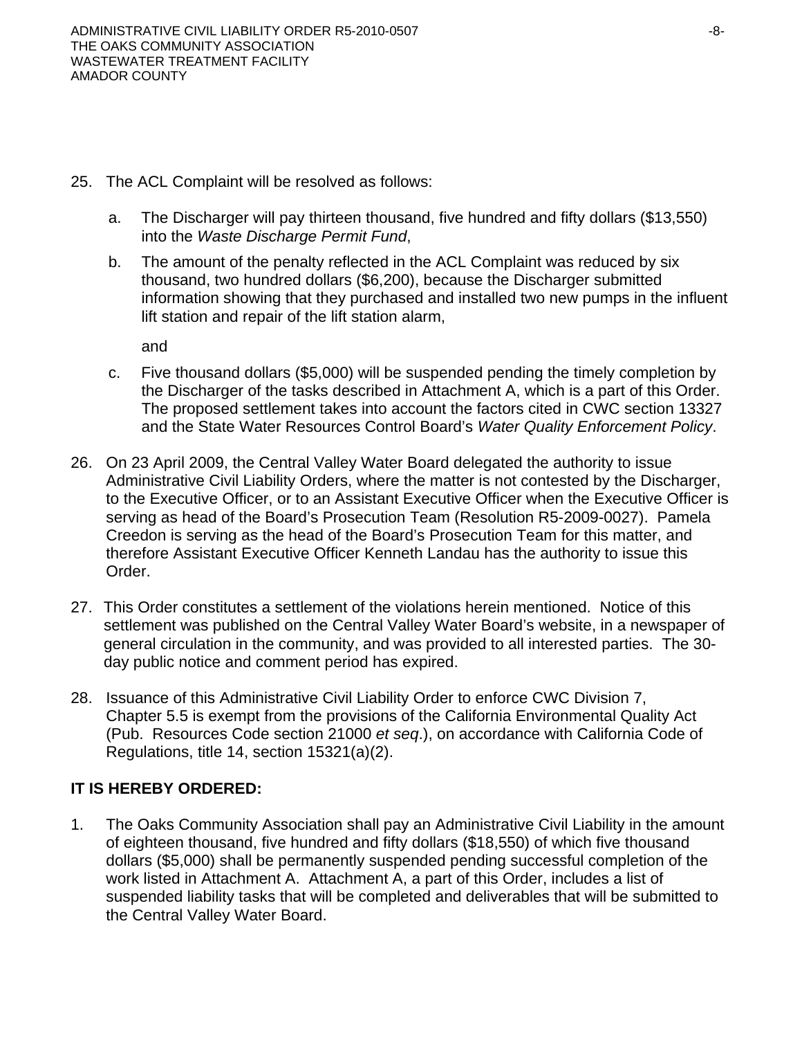25. The ACL Complaint will be resolved as follows:

    a. The Discharger will pay thirteen thousand, five hundred and fifty dollars ($13,550) into the *Waste Discharge Permit Fund*,

    b. The amount of the penalty reflected in the ACL Complaint was reduced by six thousand, two hundred dollars ($6,200), because the Discharger submitted information showing that they purchased and installed two new pumps in the influent lift station and repair of the lift station alarm,

       and

    c. Five thousand dollars ($5,000) will be suspended pending the timely completion by the Discharger of the tasks described in Attachment A, which is a part of this Order. The proposed settlement takes into account the factors cited in CWC section 13327 and the State Water Resources Control Board's *Water Quality Enforcement Policy*.

26. On 23 April 2009, the Central Valley Water Board delegated the authority to issue Administrative Civil Liability Orders, where the matter is not contested by the Discharger, to the Executive Officer, or to an Assistant Executive Officer when the Executive Officer is serving as head of the Board's Prosecution Team (Resolution R5-2009-0027). Pamela Creedon is serving as the head of the Board's Prosecution Team for this matter, and therefore Assistant Executive Officer Kenneth Landau has the authority to issue this Order.

27. This Order constitutes a settlement of the violations herein mentioned. Notice of this settlement was published on the Central Valley Water Board's website, in a newspaper of general circulation in the community, and was provided to all interested parties. The 30-day public notice and comment period has expired.

28. Issuance of this Administrative Civil Liability Order to enforce CWC Division 7, Chapter 5.5 is exempt from the provisions of the California Environmental Quality Act (Pub. Resources Code section 21000 *et seq.*), on accordance with California Code of Regulations, title 14, section 15321(a)(2).

**IT IS HEREBY ORDERED:**

1. The Oaks Community Association shall pay an Administrative Civil Liability in the amount of eighteen thousand, five hundred and fifty dollars ($18,550) of which five thousand dollars ($5,000) shall be permanently suspended pending successful completion of the work listed in Attachment A. Attachment A, a part of this Order, includes a list of suspended liability tasks that will be completed and deliverables that will be submitted to the Central Valley Water Board.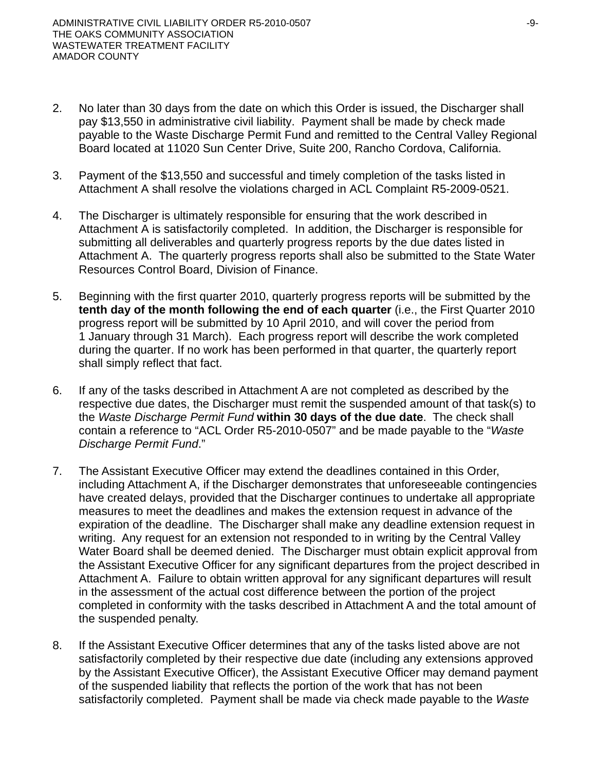2. No later than 30 days from the date on which this Order is issued, the Discharger shall pay $13,550 in administrative civil liability. Payment shall be made by check made payable to the Waste Discharge Permit Fund and remitted to the Central Valley Regional Board located at 11020 Sun Center Drive, Suite 200, Rancho Cordova, California.

3. Payment of the $13,550 and successful and timely completion of the tasks listed in Attachment A shall resolve the violations charged in ACL Complaint R5-2009-0521.

4. The Discharger is ultimately responsible for ensuring that the work described in Attachment A is satisfactorily completed. In addition, the Discharger is responsible for submitting all deliverables and quarterly progress reports by the due dates listed in Attachment A. The quarterly progress reports shall also be submitted to the State Water Resources Control Board, Division of Finance.

5. Beginning with the first quarter 2010, quarterly progress reports will be submitted by the **tenth day of the month following the end of each quarter** (i.e., the First Quarter 2010 progress report will be submitted by 10 April 2010, and will cover the period from 1 January through 31 March). Each progress report will describe the work completed during the quarter. If no work has been performed in that quarter, the quarterly report shall simply reflect that fact.

6. If any of the tasks described in Attachment A are not completed as described by the respective due dates, the Discharger must remit the suspended amount of that task(s) to the *Waste Discharge Permit Fund* **within 30 days of the due date**. The check shall contain a reference to "ACL Order R5-2010-0507" and be made payable to the "*Waste Discharge Permit Fund*."

7. The Assistant Executive Officer may extend the deadlines contained in this Order, including Attachment A, if the Discharger demonstrates that unforeseeable contingencies have created delays, provided that the Discharger continues to undertake all appropriate measures to meet the deadlines and makes the extension request in advance of the expiration of the deadline. The Discharger shall make any deadline extension request in writing. Any request for an extension not responded to in writing by the Central Valley Water Board shall be deemed denied. The Discharger must obtain explicit approval from the Assistant Executive Officer for any significant departures from the project described in Attachment A. Failure to obtain written approval for any significant departures will result in the assessment of the actual cost difference between the portion of the project completed in conformity with the tasks described in Attachment A and the total amount of the suspended penalty.

8. If the Assistant Executive Officer determines that any of the tasks listed above are not satisfactorily completed by their respective due date (including any extensions approved by the Assistant Executive Officer), the Assistant Executive Officer may demand payment of the suspended liability that reflects the portion of the work that has not been satisfactorily completed. Payment shall be made via check made payable to the *Waste*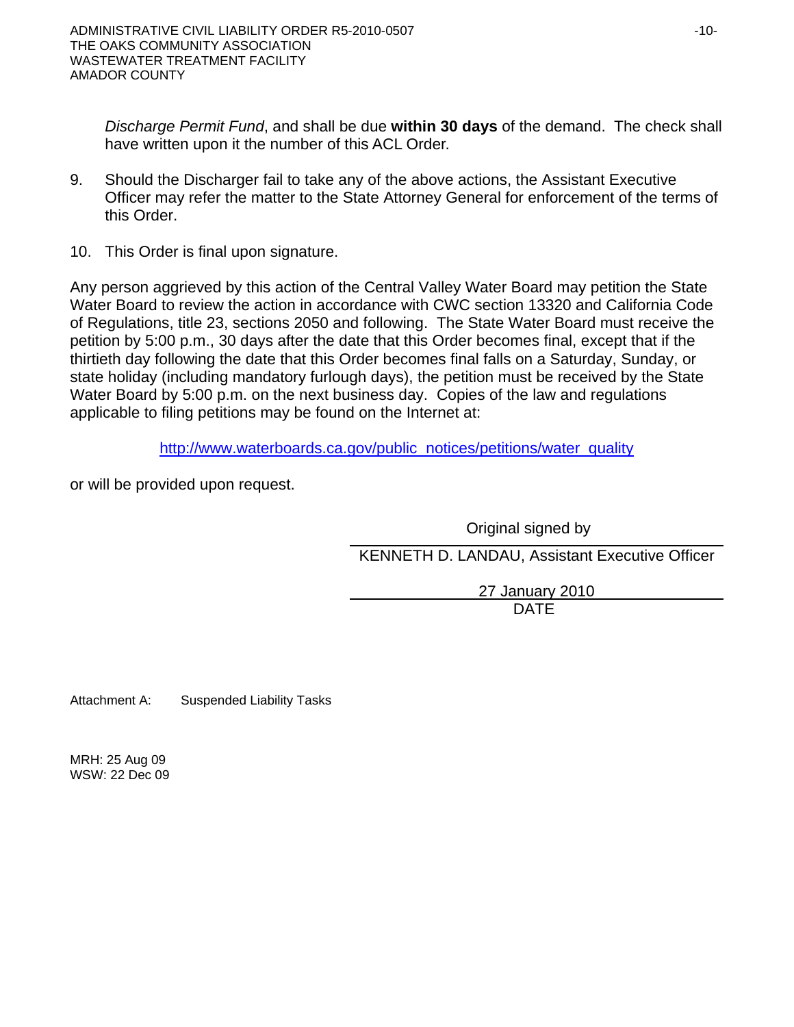*Discharge Permit Fund*, and shall be due **within 30 days** of the demand. The check shall have written upon it the number of this ACL Order.

9. Should the Discharger fail to take any of the above actions, the Assistant Executive Officer may refer the matter to the State Attorney General for enforcement of the terms of this Order.

10. This Order is final upon signature.

Any person aggrieved by this action of the Central Valley Water Board may petition the State Water Board to review the action in accordance with CWC section 13320 and California Code of Regulations, title 23, sections 2050 and following. The State Water Board must receive the petition by 5:00 p.m., 30 days after the date that this Order becomes final, except that if the thirtieth day following the date that this Order becomes final falls on a Saturday, Sunday, or state holiday (including mandatory furlough days), the petition must be received by the State Water Board by 5:00 p.m. on the next business day. Copies of the law and regulations applicable to filing petitions may be found on the Internet at:

http://www.waterboards.ca.gov/public_notices/petitions/water_quality

or will be provided upon request.

Original signed by

KENNETH D. LANDAU, Assistant Executive Officer

27 January 2010

DATE

Attachment A: Suspended Liability Tasks

MRH: 25 Aug 09
WSW: 22 Dec 09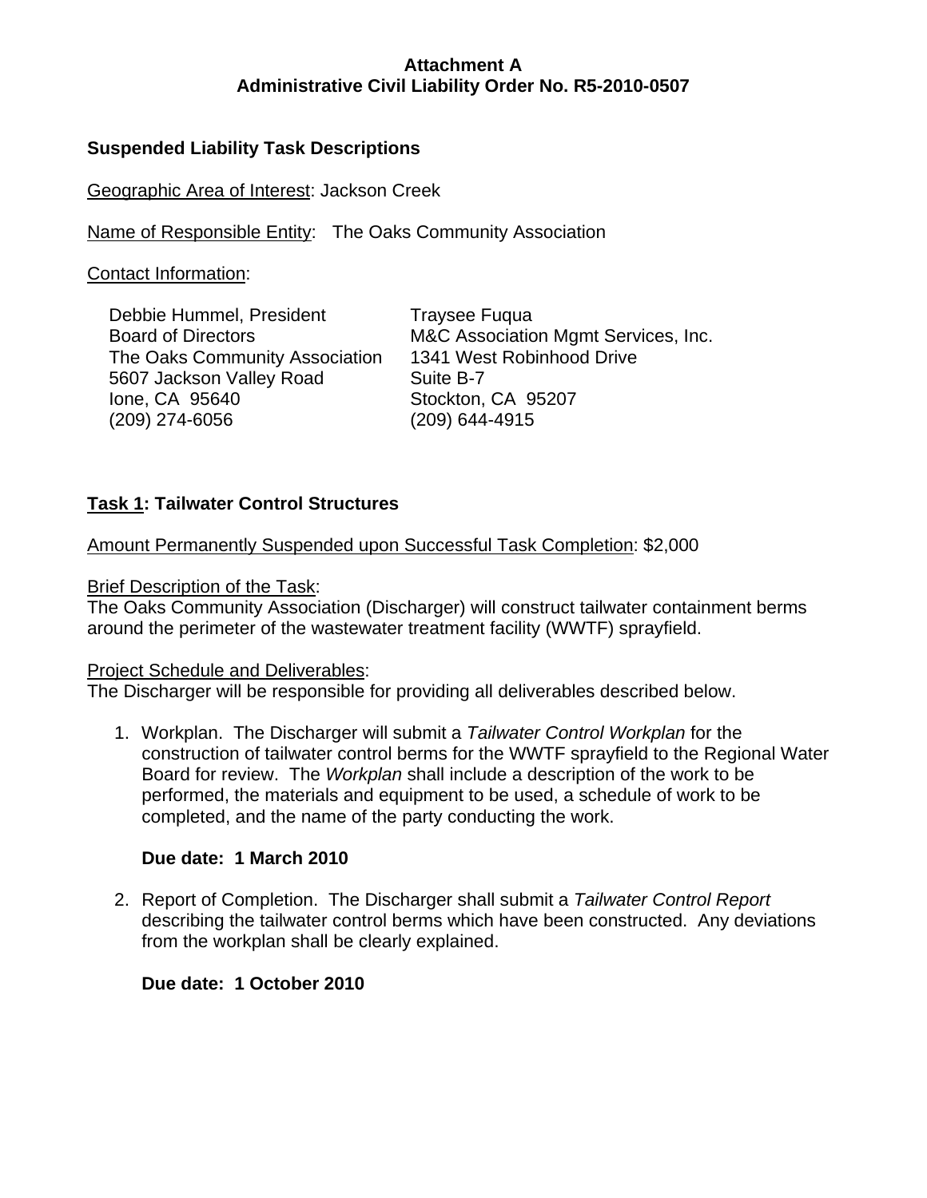**Attachment A**
**Administrative Civil Liability Order No. R5-2010-0507**

**Suspended Liability Task Descriptions**

Geographic Area of Interest: Jackson Creek

Name of Responsible Entity: The Oaks Community Association

Contact Information:

Debbie Hummel, President
Board of Directors
The Oaks Community Association
5607 Jackson Valley Road
Ione, CA 95640
(209) 274-6056

Traysee Fuqua
M&C Association Mgmt Services, Inc.
1341 West Robinhood Drive
Suite B-7
Stockton, CA 95207
(209) 644-4915

**Task 1: Tailwater Control Structures**

Amount Permanently Suspended upon Successful Task Completion: $2,000

Brief Description of the Task:
The Oaks Community Association (Discharger) will construct tailwater containment berms around the perimeter of the wastewater treatment facility (WWTF) sprayfield.

Project Schedule and Deliverables:
The Discharger will be responsible for providing all deliverables described below.

1. Workplan. The Discharger will submit a *Tailwater Control Workplan* for the construction of tailwater control berms for the WWTF sprayfield to the Regional Water Board for review. The *Workplan* shall include a description of the work to be performed, the materials and equipment to be used, a schedule of work to be completed, and the name of the party conducting the work.

   **Due date: 1 March 2010**

2. Report of Completion. The Discharger shall submit a *Tailwater Control Report* describing the tailwater control berms which have been constructed. Any deviations from the workplan shall be clearly explained.

   **Due date: 1 October 2010**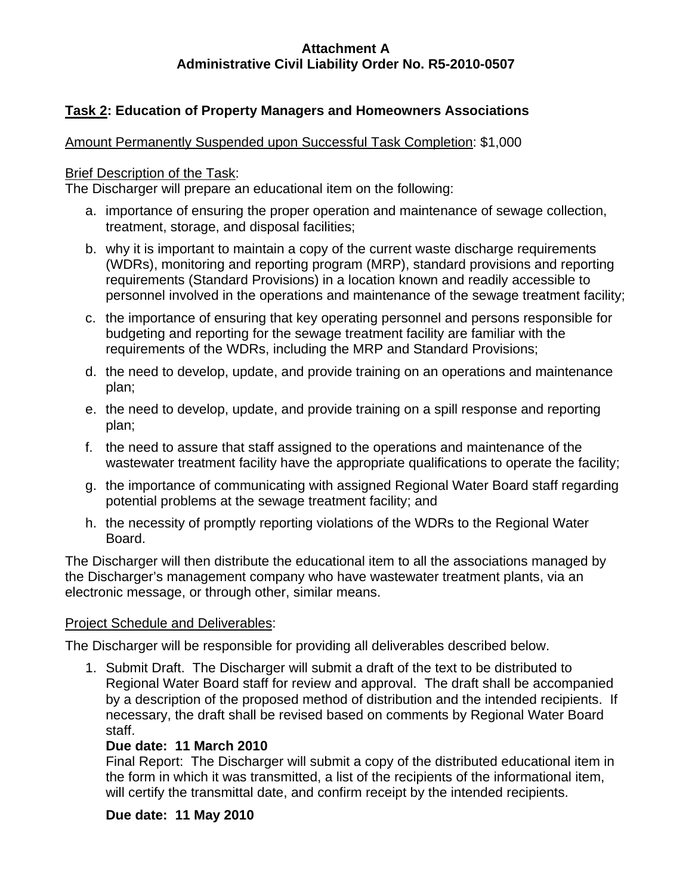**Attachment A**
**Administrative Civil Liability Order No. R5-2010-0507**

## Task 2: Education of Property Managers and Homeowners Associations

Amount Permanently Suspended upon Successful Task Completion: $1,000

Brief Description of the Task:
The Discharger will prepare an educational item on the following:

a. importance of ensuring the proper operation and maintenance of sewage collection, treatment, storage, and disposal facilities;

b. why it is important to maintain a copy of the current waste discharge requirements (WDRs), monitoring and reporting program (MRP), standard provisions and reporting requirements (Standard Provisions) in a location known and readily accessible to personnel involved in the operations and maintenance of the sewage treatment facility;

c. the importance of ensuring that key operating personnel and persons responsible for budgeting and reporting for the sewage treatment facility are familiar with the requirements of the WDRs, including the MRP and Standard Provisions;

d. the need to develop, update, and provide training on an operations and maintenance plan;

e. the need to develop, update, and provide training on a spill response and reporting plan;

f. the need to assure that staff assigned to the operations and maintenance of the wastewater treatment facility have the appropriate qualifications to operate the facility;

g. the importance of communicating with assigned Regional Water Board staff regarding potential problems at the sewage treatment facility; and

h. the necessity of promptly reporting violations of the WDRs to the Regional Water Board.

The Discharger will then distribute the educational item to all the associations managed by the Discharger's management company who have wastewater treatment plants, via an electronic message, or through other, similar means.

Project Schedule and Deliverables:

The Discharger will be responsible for providing all deliverables described below.

1. Submit Draft. The Discharger will submit a draft of the text to be distributed to Regional Water Board staff for review and approval. The draft shall be accompanied by a description of the proposed method of distribution and the intended recipients. If necessary, the draft shall be revised based on comments by Regional Water Board staff.

   **Due date: 11 March 2010**

   Final Report: The Discharger will submit a copy of the distributed educational item in the form in which it was transmitted, a list of the recipients of the informational item, will certify the transmittal date, and confirm receipt by the intended recipients.

   **Due date: 11 May 2010**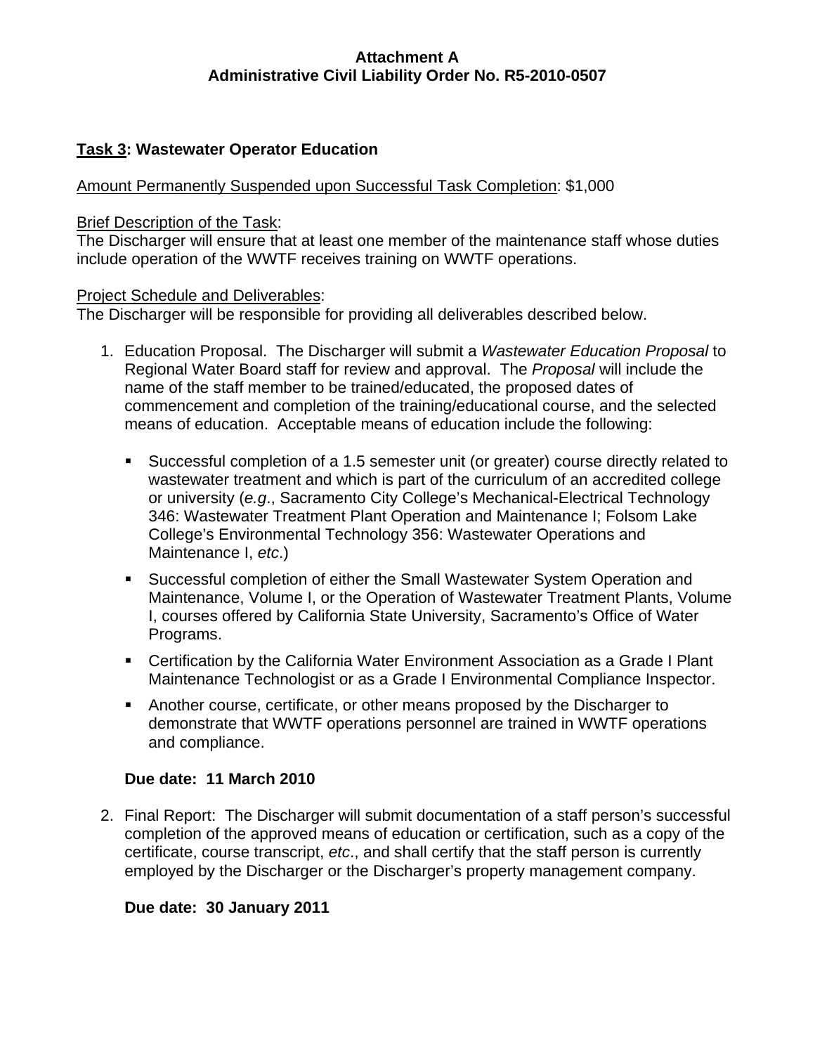**Attachment A**
**Administrative Civil Liability Order No. R5-2010-0507**

## **Task 3: Wastewater Operator Education**

Amount Permanently Suspended upon Successful Task Completion: $1,000

Brief Description of the Task:
The Discharger will ensure that at least one member of the maintenance staff whose duties include operation of the WWTF receives training on WWTF operations.

Project Schedule and Deliverables:
The Discharger will be responsible for providing all deliverables described below.

1. Education Proposal. The Discharger will submit a *Wastewater Education Proposal* to Regional Water Board staff for review and approval. The *Proposal* will include the name of the staff member to be trained/educated, the proposed dates of commencement and completion of the training/educational course, and the selected means of education. Acceptable means of education include the following:

   - Successful completion of a 1.5 semester unit (or greater) course directly related to wastewater treatment and which is part of the curriculum of an accredited college or university (*e.g*., Sacramento City College's Mechanical-Electrical Technology 346: Wastewater Treatment Plant Operation and Maintenance I; Folsom Lake College's Environmental Technology 356: Wastewater Operations and Maintenance I, *etc*.)
   - Successful completion of either the Small Wastewater System Operation and Maintenance, Volume I, or the Operation of Wastewater Treatment Plants, Volume I, courses offered by California State University, Sacramento's Office of Water Programs.
   - Certification by the California Water Environment Association as a Grade I Plant Maintenance Technologist or as a Grade I Environmental Compliance Inspector.
   - Another course, certificate, or other means proposed by the Discharger to demonstrate that WWTF operations personnel are trained in WWTF operations and compliance.

   **Due date: 11 March 2010**

2. Final Report: The Discharger will submit documentation of a staff person's successful completion of the approved means of education or certification, such as a copy of the certificate, course transcript, *etc*., and shall certify that the staff person is currently employed by the Discharger or the Discharger's property management company.

   **Due date: 30 January 2011**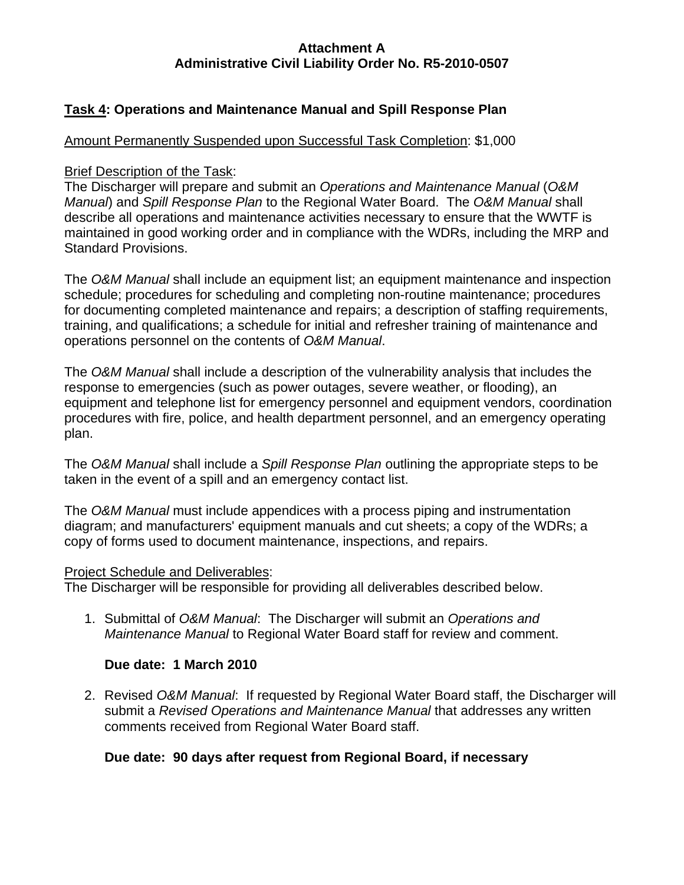**Attachment A**
**Administrative Civil Liability Order No. R5-2010-0507**

**<u>Task 4</u>: Operations and Maintenance Manual and Spill Response Plan**

<u>Amount Permanently Suspended upon Successful Task Completion</u>: $1,000

<u>Brief Description of the Task</u>:
The Discharger will prepare and submit an *Operations and Maintenance Manual* (*O&M Manual*) and *Spill Response Plan* to the Regional Water Board. The *O&M Manual* shall describe all operations and maintenance activities necessary to ensure that the WWTF is maintained in good working order and in compliance with the WDRs, including the MRP and Standard Provisions.

The *O&M Manual* shall include an equipment list; an equipment maintenance and inspection schedule; procedures for scheduling and completing non-routine maintenance; procedures for documenting completed maintenance and repairs; a description of staffing requirements, training, and qualifications; a schedule for initial and refresher training of maintenance and operations personnel on the contents of *O&M Manual*.

The *O&M Manual* shall include a description of the vulnerability analysis that includes the response to emergencies (such as power outages, severe weather, or flooding), an equipment and telephone list for emergency personnel and equipment vendors, coordination procedures with fire, police, and health department personnel, and an emergency operating plan.

The *O&M Manual* shall include a *Spill Response Plan* outlining the appropriate steps to be taken in the event of a spill and an emergency contact list.

The *O&M Manual* must include appendices with a process piping and instrumentation diagram; and manufacturers' equipment manuals and cut sheets; a copy of the WDRs; a copy of forms used to document maintenance, inspections, and repairs.

<u>Project Schedule and Deliverables</u>:
The Discharger will be responsible for providing all deliverables described below.

1. Submittal of *O&M Manual*: The Discharger will submit an *Operations and Maintenance Manual* to Regional Water Board staff for review and comment.

   **Due date: 1 March 2010**

2. Revised *O&M Manual*: If requested by Regional Water Board staff, the Discharger will submit a *Revised Operations and Maintenance Manual* that addresses any written comments received from Regional Water Board staff.

   **Due date: 90 days after request from Regional Board, if necessary**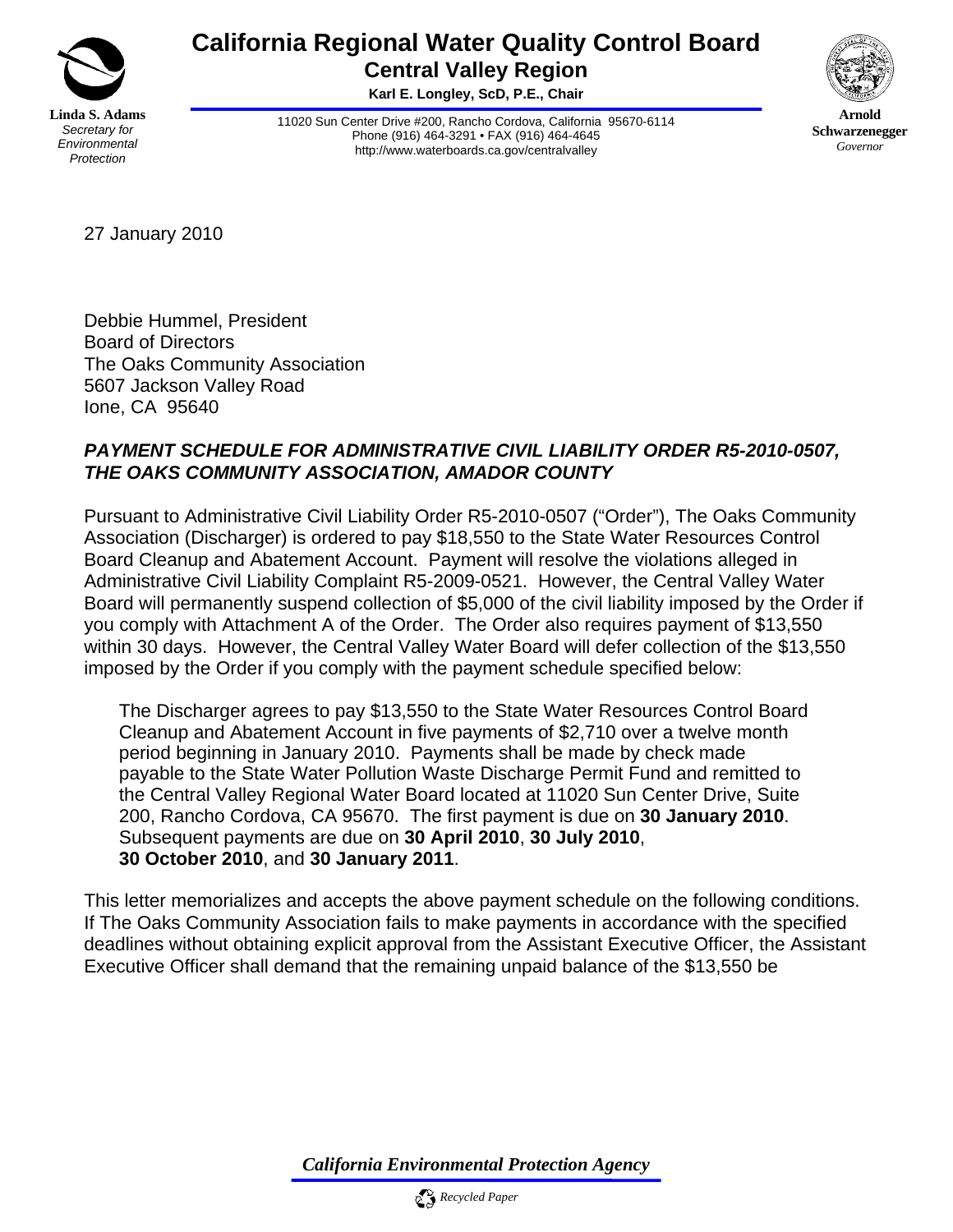**California Regional Water Quality Control Board**
**Central Valley Region**
**Karl E. Longley, ScD, P.E., Chair**

**Linda S. Adams**
*Secretary for Environmental Protection*

11020 Sun Center Drive #200, Rancho Cordova, California 95670-6114
Phone (916) 464-3291 • FAX (916) 464-4645
http://www.waterboards.ca.gov/centralvalley

**Arnold Schwarzenegger**
*Governor*

27 January 2010

Debbie Hummel, President
Board of Directors
The Oaks Community Association
5607 Jackson Valley Road
Ione, CA 95640

***PAYMENT SCHEDULE FOR ADMINISTRATIVE CIVIL LIABILITY ORDER R5-2010-0507, THE OAKS COMMUNITY ASSOCIATION, AMADOR COUNTY***

Pursuant to Administrative Civil Liability Order R5-2010-0507 ("Order"), The Oaks Community Association (Discharger) is ordered to pay $18,550 to the State Water Resources Control Board Cleanup and Abatement Account. Payment will resolve the violations alleged in Administrative Civil Liability Complaint R5-2009-0521. However, the Central Valley Water Board will permanently suspend collection of $5,000 of the civil liability imposed by the Order if you comply with Attachment A of the Order. The Order also requires payment of $13,550 within 30 days. However, the Central Valley Water Board will defer collection of the $13,550 imposed by the Order if you comply with the payment schedule specified below:

> The Discharger agrees to pay $13,550 to the State Water Resources Control Board Cleanup and Abatement Account in five payments of $2,710 over a twelve month period beginning in January 2010. Payments shall be made by check made payable to the State Water Pollution Waste Discharge Permit Fund and remitted to the Central Valley Regional Water Board located at 11020 Sun Center Drive, Suite 200, Rancho Cordova, CA 95670. The first payment is due on **30 January 2010**. Subsequent payments are due on **30 April 2010**, **30 July 2010**, **30 October 2010**, and **30 January 2011**.

This letter memorializes and accepts the above payment schedule on the following conditions. If The Oaks Community Association fails to make payments in accordance with the specified deadlines without obtaining explicit approval from the Assistant Executive Officer, the Assistant Executive Officer shall demand that the remaining unpaid balance of the $13,550 be

*California Environmental Protection Agency*

*Recycled Paper*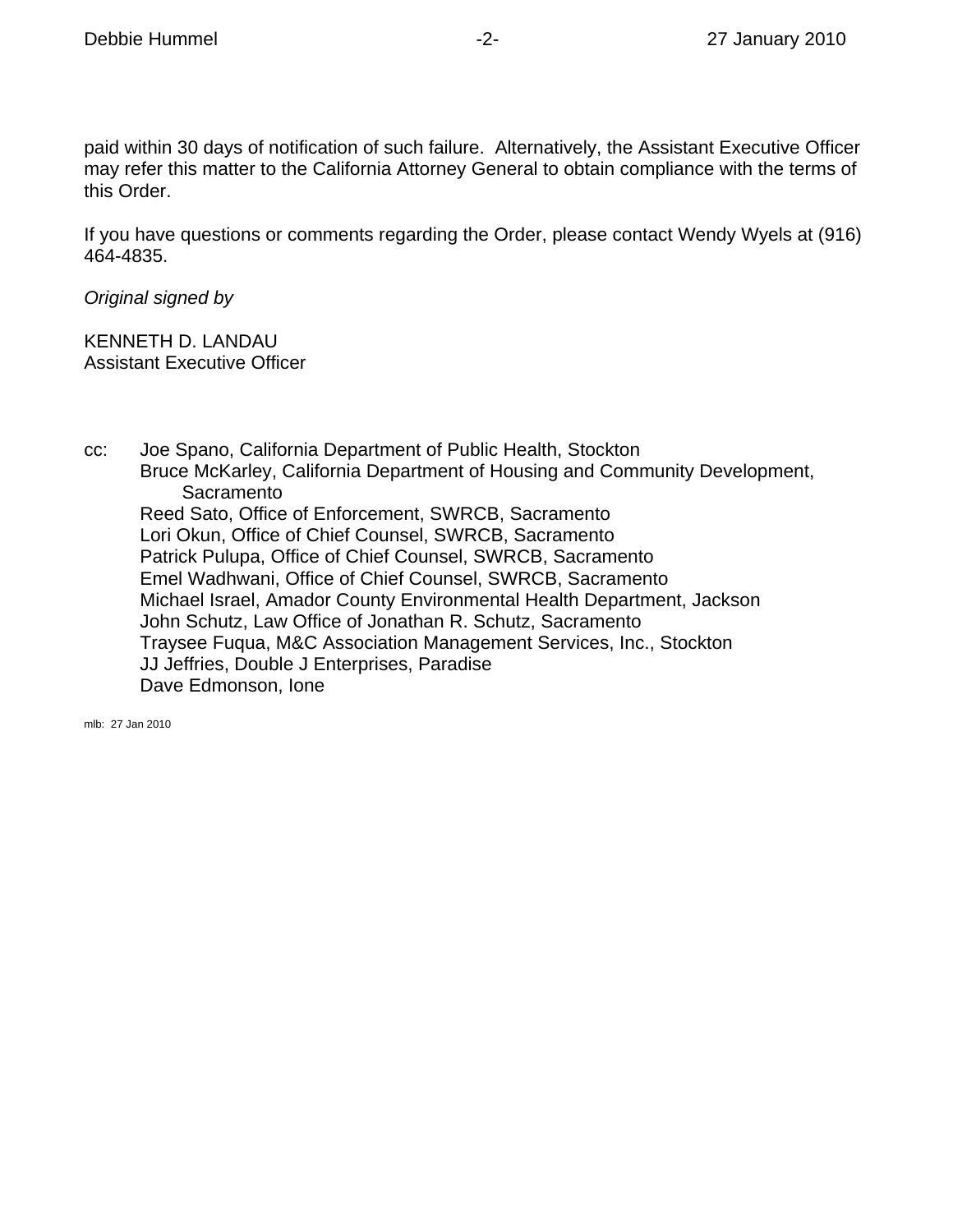paid within 30 days of notification of such failure. Alternatively, the Assistant Executive Officer may refer this matter to the California Attorney General to obtain compliance with the terms of this Order.

If you have questions or comments regarding the Order, please contact Wendy Wyels at (916) 464-4835.

*Original signed by*

KENNETH D. LANDAU
Assistant Executive Officer

cc: Joe Spano, California Department of Public Health, Stockton
Bruce McKarley, California Department of Housing and Community Development, Sacramento
Reed Sato, Office of Enforcement, SWRCB, Sacramento
Lori Okun, Office of Chief Counsel, SWRCB, Sacramento
Patrick Pulupa, Office of Chief Counsel, SWRCB, Sacramento
Emel Wadhwani, Office of Chief Counsel, SWRCB, Sacramento
Michael Israel, Amador County Environmental Health Department, Jackson
John Schutz, Law Office of Jonathan R. Schutz, Sacramento
Traysee Fuqua, M&C Association Management Services, Inc., Stockton
JJ Jeffries, Double J Enterprises, Paradise
Dave Edmonson, Ione

mlb: 27 Jan 2010